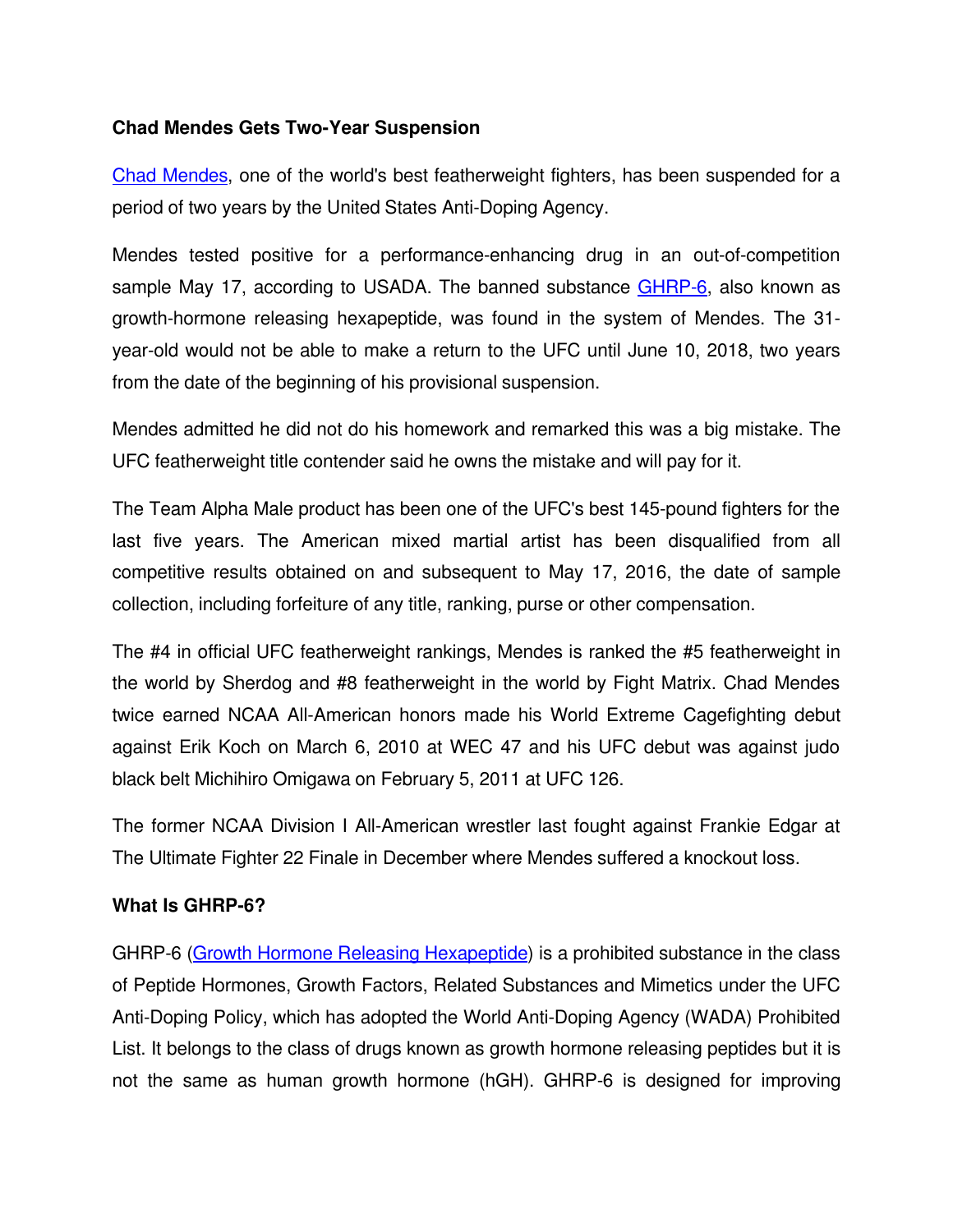**Chad Mendes Gets Two-Year Suspension**

Chad Mendes, one of the world's best featherweight fighters, has been suspended for a period of two years by the United States Anti-Doping Agency.

Mendes tested positive for a performance-enhancing drug in an out-of-competition sample May 17, according to USADA. The banned substance GHRP-6, also known as growth-hormone releasing hexapeptide, was found in the system of Mendes. The 31-year-old would not be able to make a return to the UFC until June 10, 2018, two years from the date of the beginning of his provisional suspension.

Mendes admitted he did not do his homework and remarked this was a big mistake. The UFC featherweight title contender said he owns the mistake and will pay for it.

The Team Alpha Male product has been one of the UFC's best 145-pound fighters for the last five years. The American mixed martial artist has been disqualified from all competitive results obtained on and subsequent to May 17, 2016, the date of sample collection, including forfeiture of any title, ranking, purse or other compensation.

The #4 in official UFC featherweight rankings, Mendes is ranked the #5 featherweight in the world by Sherdog and #8 featherweight in the world by Fight Matrix. Chad Mendes twice earned NCAA All-American honors made his World Extreme Cagefighting debut against Erik Koch on March 6, 2010 at WEC 47 and his UFC debut was against judo black belt Michihiro Omigawa on February 5, 2011 at UFC 126.

The former NCAA Division I All-American wrestler last fought against Frankie Edgar at The Ultimate Fighter 22 Finale in December where Mendes suffered a knockout loss.

**What Is GHRP-6?**

GHRP-6 (Growth Hormone Releasing Hexapeptide) is a prohibited substance in the class of Peptide Hormones, Growth Factors, Related Substances and Mimetics under the UFC Anti-Doping Policy, which has adopted the World Anti-Doping Agency (WADA) Prohibited List. It belongs to the class of drugs known as growth hormone releasing peptides but it is not the same as human growth hormone (hGH). GHRP-6 is designed for improving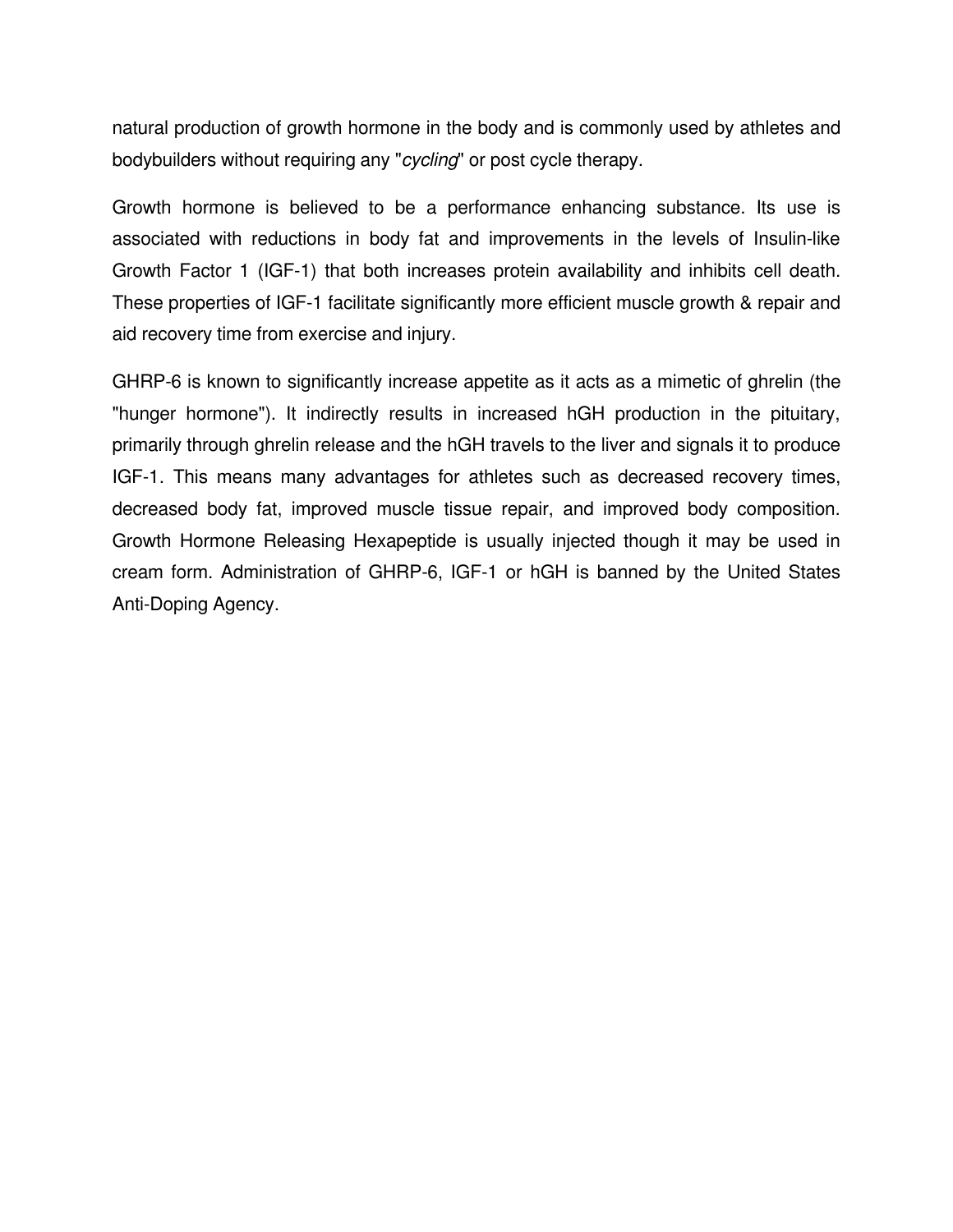natural production of growth hormone in the body and is commonly used by athletes and bodybuilders without requiring any "*cycling*" or post cycle therapy.

Growth hormone is believed to be a performance enhancing substance. Its use is associated with reductions in body fat and improvements in the levels of Insulin-like Growth Factor 1 (IGF-1) that both increases protein availability and inhibits cell death. These properties of IGF-1 facilitate significantly more efficient muscle growth & repair and aid recovery time from exercise and injury.

GHRP-6 is known to significantly increase appetite as it acts as a mimetic of ghrelin (the "hunger hormone"). It indirectly results in increased hGH production in the pituitary, primarily through ghrelin release and the hGH travels to the liver and signals it to produce IGF-1. This means many advantages for athletes such as decreased recovery times, decreased body fat, improved muscle tissue repair, and improved body composition. Growth Hormone Releasing Hexapeptide is usually injected though it may be used in cream form. Administration of GHRP-6, IGF-1 or hGH is banned by the United States Anti-Doping Agency.